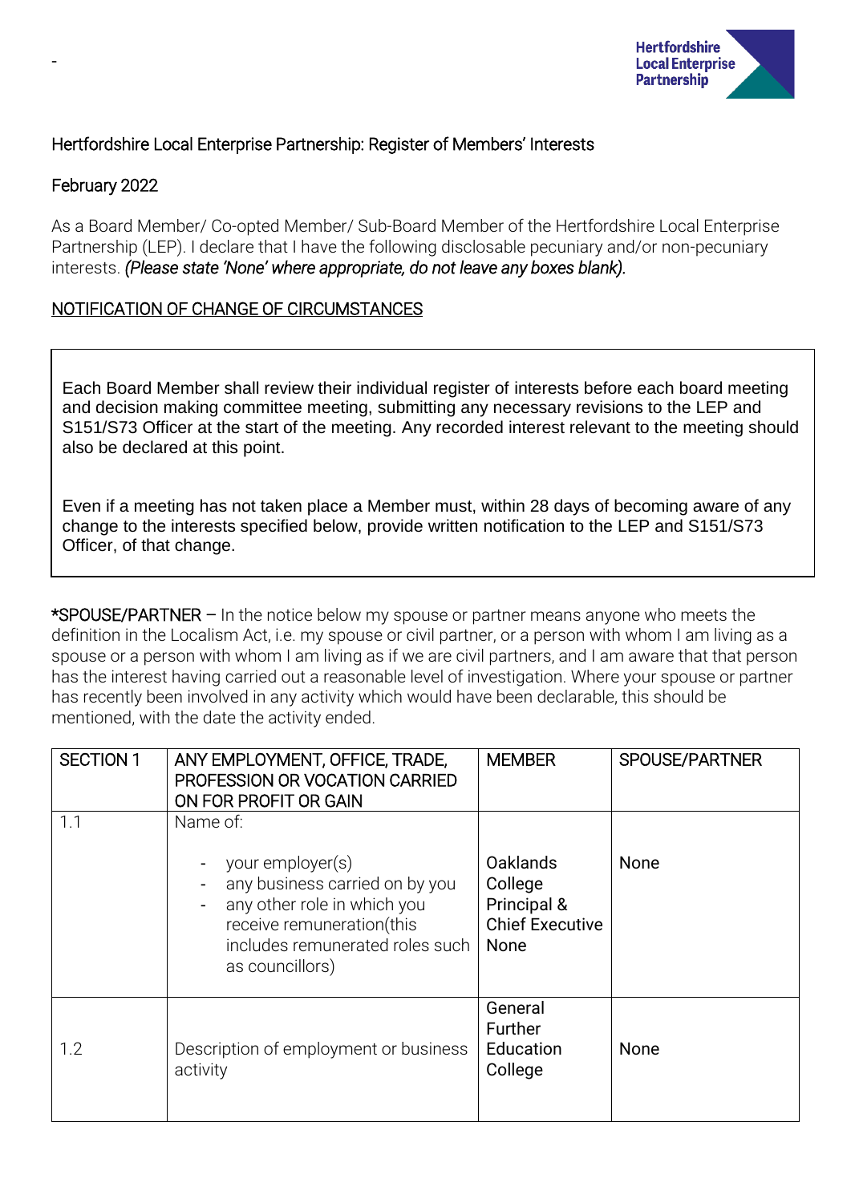-

Hertfordshire Local Enterprise Partnership: Register of Members' Interests

February 2022

As a Board Member/ Co-opted Member/ Sub-Board Member of the Hertfordshire Local Enterprise Partnership (LEP). I declare that I have the following disclosable pecuniary and/or non-pecuniary interests. *(Please state 'None' where appropriate, do not leave any boxes blank).*

<u>NOTIFICATION OF CHANGE OF CIRCUMSTANCES</u>

Each Board Member shall review their individual register of interests before each board meeting and decision making committee meeting, submitting any necessary revisions to the LEP and S151/S73 Officer at the start of the meeting. Any recorded interest relevant to the meeting should also be declared at this point.

Even if a meeting has not taken place a Member must, within 28 days of becoming aware of any change to the interests specified below, provide written notification to the LEP and S151/S73 Officer, of that change.

*SPOUSE/PARTNER – In the notice below my spouse or partner means anyone who meets the definition in the Localism Act, i.e. my spouse or civil partner, or a person with whom I am living as a spouse or a person with whom I am living as if we are civil partners, and I am aware that that person has the interest having carried out a reasonable level of investigation. Where your spouse or partner has recently been involved in any activity which would have been declarable, this should be mentioned, with the date the activity ended.

| SECTION 1 | ANY EMPLOYMENT, OFFICE, TRADE, PROFESSION OR VOCATION CARRIED ON FOR PROFIT OR GAIN | MEMBER | SPOUSE/PARTNER |
|---|---|---|---|
| 1.1 | Name of:<br>- your employer(s)<br>- any business carried on by you<br>- any other role in which you receive remuneration(this includes remunerated roles such as councillors) | Oaklands College Principal & Chief Executive<br>None | None |
| 1.2 | Description of employment or business activity | General Further Education College | None |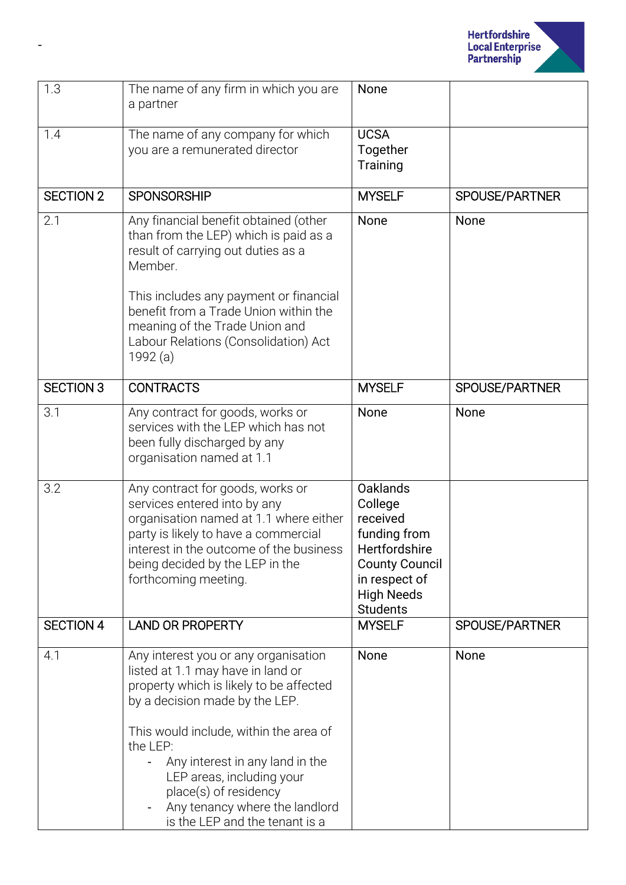| | | | |
|---|---|---|---|
| 1.3 | The name of any firm in which you are a partner | None | |
| 1.4 | The name of any company for which you are a remunerated director | UCSA Together Training | |
| SECTION 2 | SPONSORSHIP | MYSELF | SPOUSE/PARTNER |
| 2.1 | Any financial benefit obtained (other than from the LEP) which is paid as a result of carrying out duties as a Member.<br><br>This includes any payment or financial benefit from a Trade Union within the meaning of the Trade Union and Labour Relations (Consolidation) Act 1992 (a) | None | None |
| SECTION 3 | CONTRACTS | MYSELF | SPOUSE/PARTNER |
| 3.1 | Any contract for goods, works or services with the LEP which has not been fully discharged by any organisation named at 1.1 | None | None |
| 3.2 | Any contract for goods, works or services entered into by any organisation named at 1.1 where either party is likely to have a commercial interest in the outcome of the business being decided by the LEP in the forthcoming meeting. | Oaklands College received funding from Hertfordshire County Council in respect of High Needs Students | |
| SECTION 4 | LAND OR PROPERTY | MYSELF | SPOUSE/PARTNER |
| 4.1 | Any interest you or any organisation listed at 1.1 may have in land or property which is likely to be affected by a decision made by the LEP.<br><br>This would include, within the area of the LEP:<br>- Any interest in any land in the LEP areas, including your place(s) of residency<br>- Any tenancy where the landlord is the LEP and the tenant is a | None | None |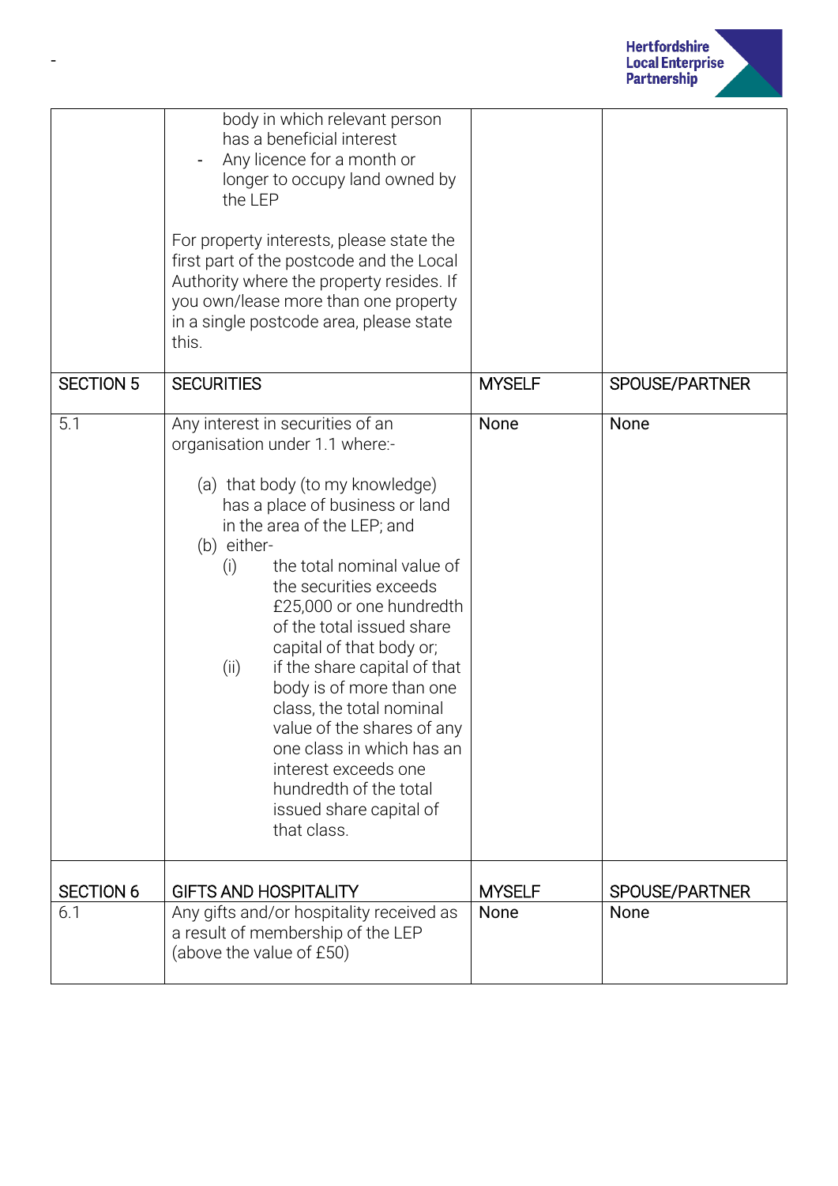| | | | |
|---|---|---|---|
| | - body in which relevant person has a beneficial interest<br>- Any licence for a month or longer to occupy land owned by the LEP<br><br>For property interests, please state the first part of the postcode and the Local Authority where the property resides. If you own/lease more than one property in a single postcode area, please state this. | | |
| SECTION 5 | SECURITIES | MYSELF | SPOUSE/PARTNER |
| 5.1 | Any interest in securities of an organisation under 1.1 where:-<br><br>(a) that body (to my knowledge) has a place of business or land in the area of the LEP; and<br>(b) either-<br>(i) the total nominal value of the securities exceeds £25,000 or one hundredth of the total issued share capital of that body or;<br>(ii) if the share capital of that body is of more than one class, the total nominal value of the shares of any one class in which has an interest exceeds one hundredth of the total issued share capital of that class. | None | None |
| SECTION 6 | GIFTS AND HOSPITALITY | MYSELF | SPOUSE/PARTNER |
| 6.1 | Any gifts and/or hospitality received as a result of membership of the LEP (above the value of £50) | None | None |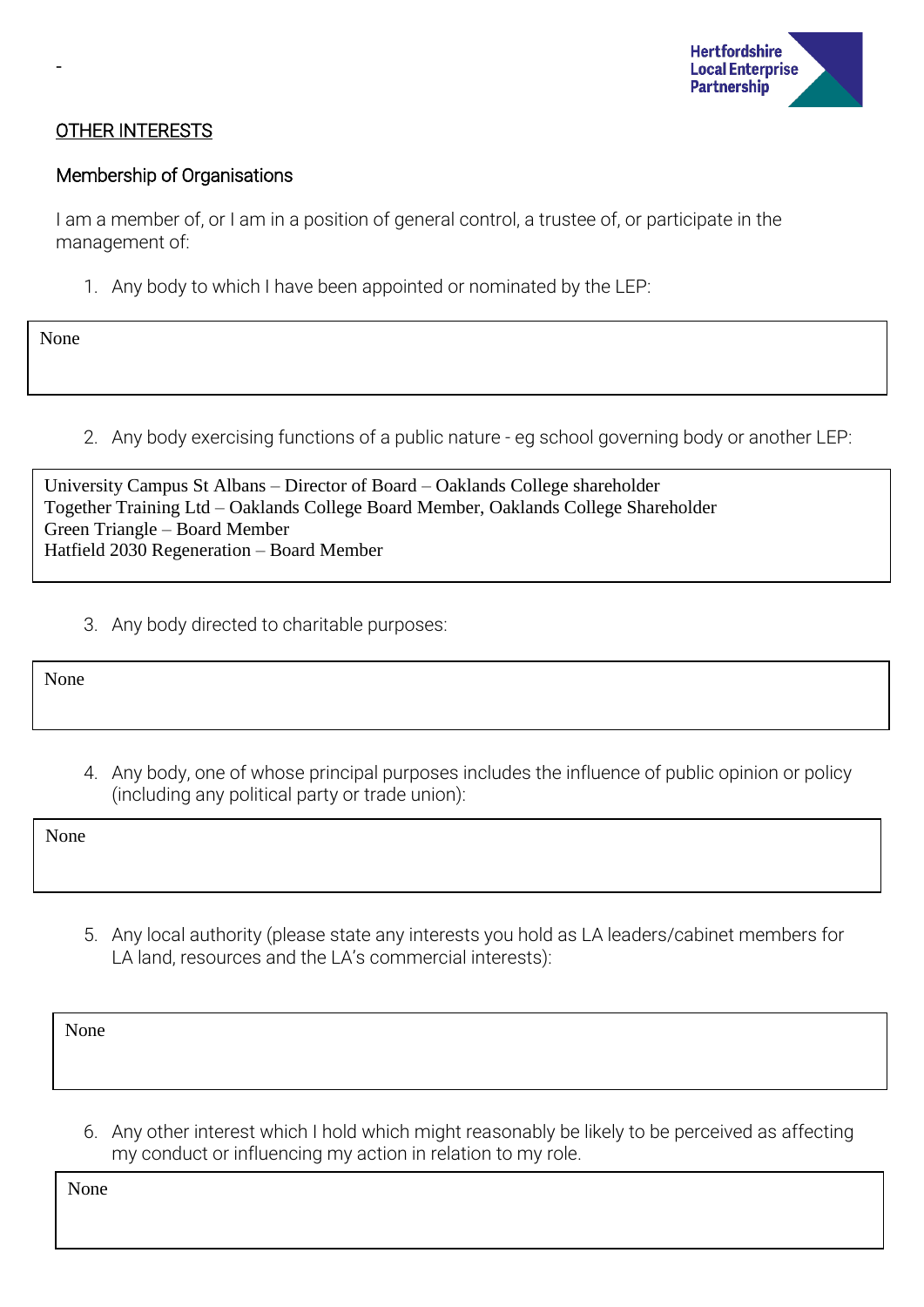-

## OTHER INTERESTS

### Membership of Organisations

I am a member of, or I am in a position of general control, a trustee of, or participate in the management of:

1. Any body to which I have been appointed or nominated by the LEP:

None

2. Any body exercising functions of a public nature - eg school governing body or another LEP:

University Campus St Albans – Director of Board – Oaklands College shareholder
Together Training Ltd – Oaklands College Board Member, Oaklands College Shareholder
Green Triangle – Board Member
Hatfield 2030 Regeneration – Board Member

3. Any body directed to charitable purposes:

None

4. Any body, one of whose principal purposes includes the influence of public opinion or policy (including any political party or trade union):

None

5. Any local authority (please state any interests you hold as LA leaders/cabinet members for LA land, resources and the LA's commercial interests):

None

6. Any other interest which I hold which might reasonably be likely to be perceived as affecting my conduct or influencing my action in relation to my role.

None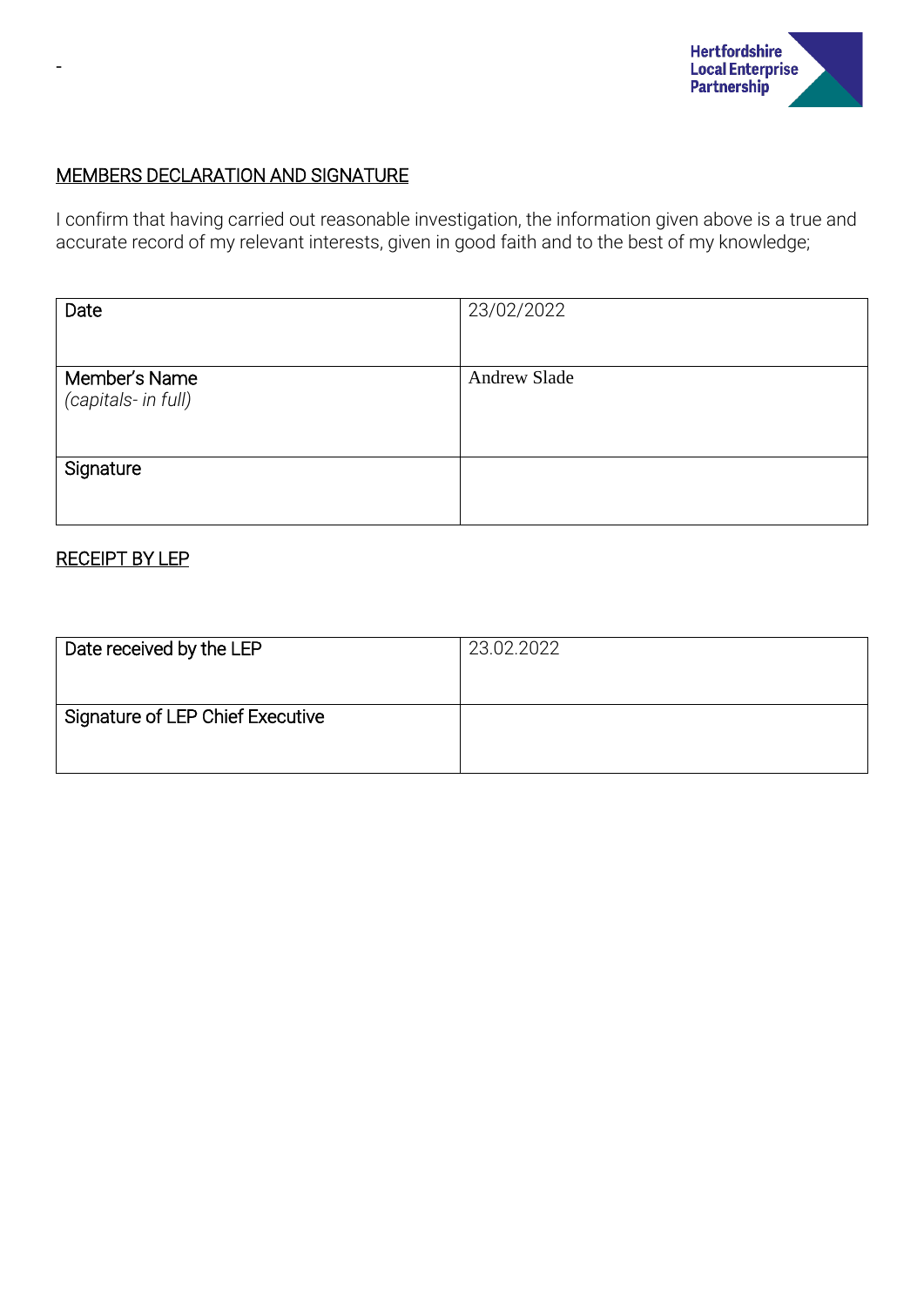-

## MEMBERS DECLARATION AND SIGNATURE

I confirm that having carried out reasonable investigation, the information given above is a true and accurate record of my relevant interests, given in good faith and to the best of my knowledge;

| | |
|---|---|
| Date | 23/02/2022 |
| Member's Name *(capitals- in full)* | Andrew Slade |
| Signature | |

## RECEIPT BY LEP

| | |
|---|---|
| Date received by the LEP | 23.02.2022 |
| Signature of LEP Chief Executive | |